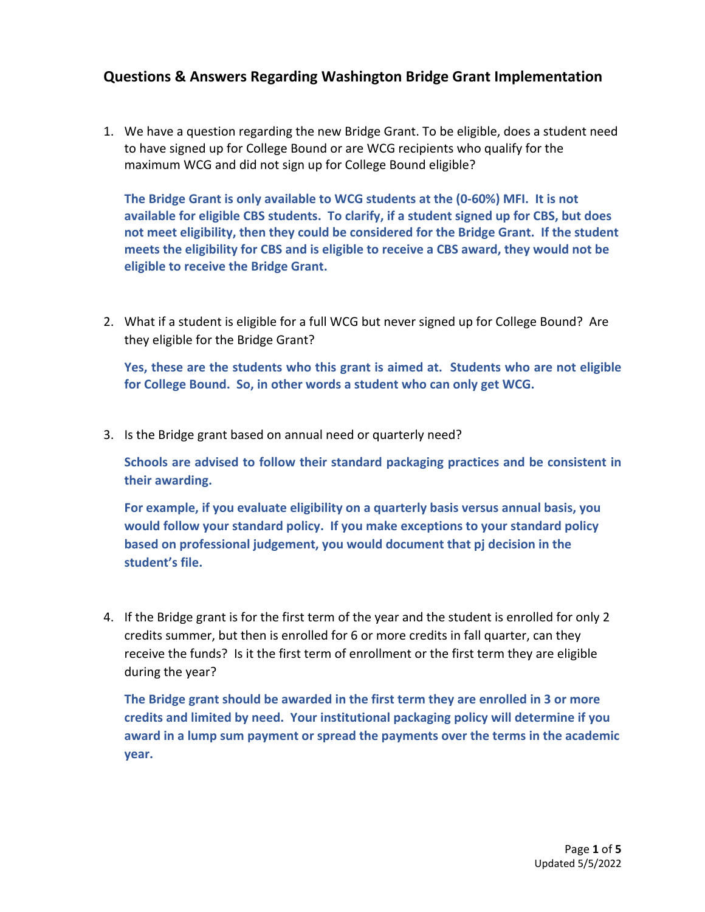## Questions & Answers Regarding Washington Bridge Grant Implementation

1. We have a question regarding the new Bridge Grant. To be eligible, does a student need to have signed up for College Bound or are WCG recipients who qualify for the maximum WCG and did not sign up for College Bound eligible?

   **The Bridge Grant is only available to WCG students at the (0-60%) MFI. It is not available for eligible CBS students. To clarify, if a student signed up for CBS, but does not meet eligibility, then they could be considered for the Bridge Grant. If the student meets the eligibility for CBS and is eligible to receive a CBS award, they would not be eligible to receive the Bridge Grant.**

2. What if a student is eligible for a full WCG but never signed up for College Bound? Are they eligible for the Bridge Grant?

   **Yes, these are the students who this grant is aimed at. Students who are not eligible for College Bound. So, in other words a student who can only get WCG.**

3. Is the Bridge grant based on annual need or quarterly need?

   **Schools are advised to follow their standard packaging practices and be consistent in their awarding.**

   **For example, if you evaluate eligibility on a quarterly basis versus annual basis, you would follow your standard policy. If you make exceptions to your standard policy based on professional judgement, you would document that pj decision in the student's file.**

4. If the Bridge grant is for the first term of the year and the student is enrolled for only 2 credits summer, but then is enrolled for 6 or more credits in fall quarter, can they receive the funds? Is it the first term of enrollment or the first term they are eligible during the year?

   **The Bridge grant should be awarded in the first term they are enrolled in 3 or more credits and limited by need. Your institutional packaging policy will determine if you award in a lump sum payment or spread the payments over the terms in the academic year.**

Updated 5/5/2022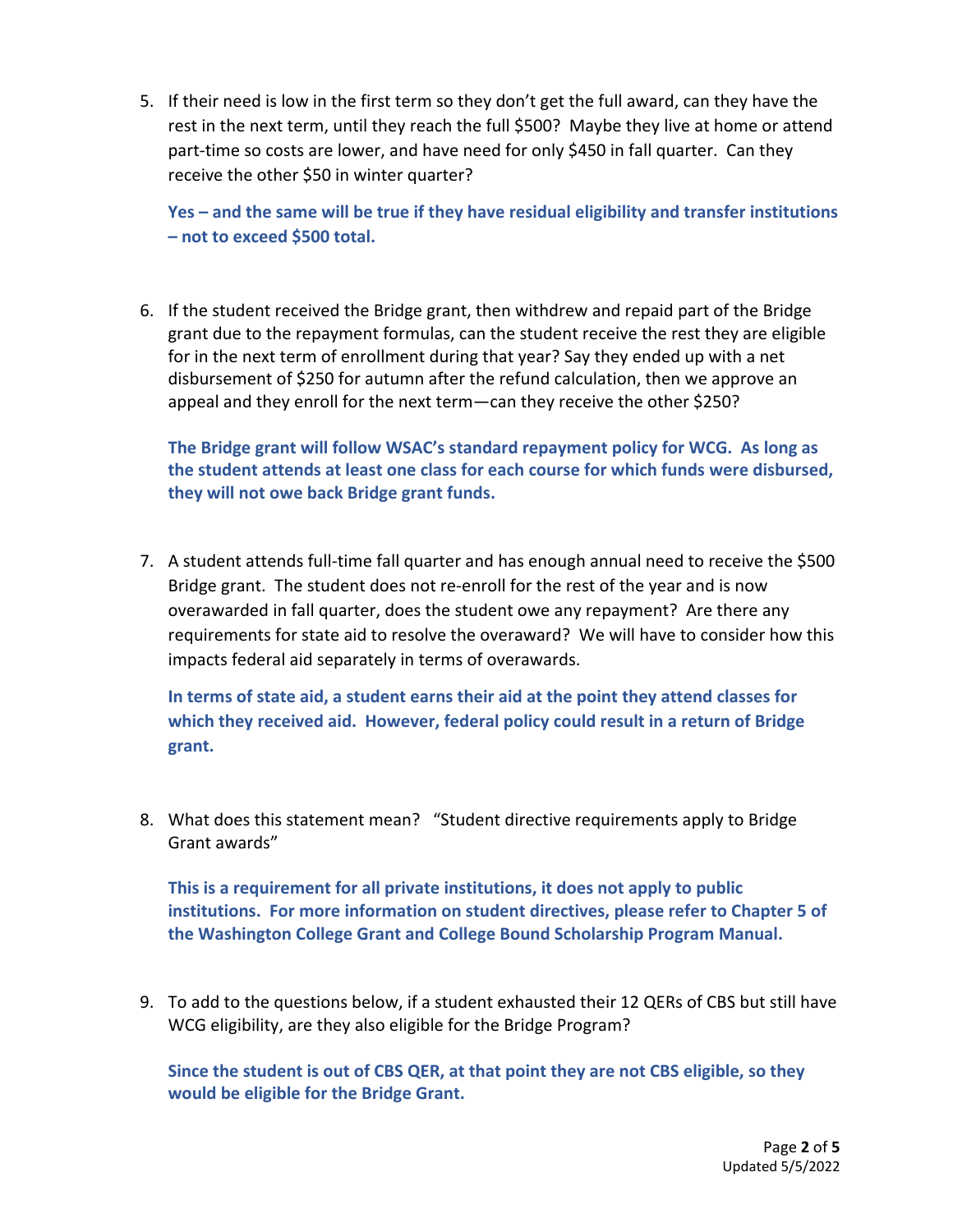5. If their need is low in the first term so they don't get the full award, can they have the rest in the next term, until they reach the full $500? Maybe they live at home or attend part-time so costs are lower, and have need for only $450 in fall quarter. Can they receive the other $50 in winter quarter?

   **Yes – and the same will be true if they have residual eligibility and transfer institutions – not to exceed $500 total.**

6. If the student received the Bridge grant, then withdrew and repaid part of the Bridge grant due to the repayment formulas, can the student receive the rest they are eligible for in the next term of enrollment during that year? Say they ended up with a net disbursement of $250 for autumn after the refund calculation, then we approve an appeal and they enroll for the next term—can they receive the other $250?

   **The Bridge grant will follow WSAC's standard repayment policy for WCG. As long as the student attends at least one class for each course for which funds were disbursed, they will not owe back Bridge grant funds.**

7. A student attends full-time fall quarter and has enough annual need to receive the $500 Bridge grant. The student does not re-enroll for the rest of the year and is now overawarded in fall quarter, does the student owe any repayment? Are there any requirements for state aid to resolve the overaward? We will have to consider how this impacts federal aid separately in terms of overawards.

   **In terms of state aid, a student earns their aid at the point they attend classes for which they received aid. However, federal policy could result in a return of Bridge grant.**

8. What does this statement mean? "Student directive requirements apply to Bridge Grant awards"

   **This is a requirement for all private institutions, it does not apply to public institutions. For more information on student directives, please refer to Chapter 5 of the Washington College Grant and College Bound Scholarship Program Manual.**

9. To add to the questions below, if a student exhausted their 12 QERs of CBS but still have WCG eligibility, are they also eligible for the Bridge Program?

   **Since the student is out of CBS QER, at that point they are not CBS eligible, so they would be eligible for the Bridge Grant.**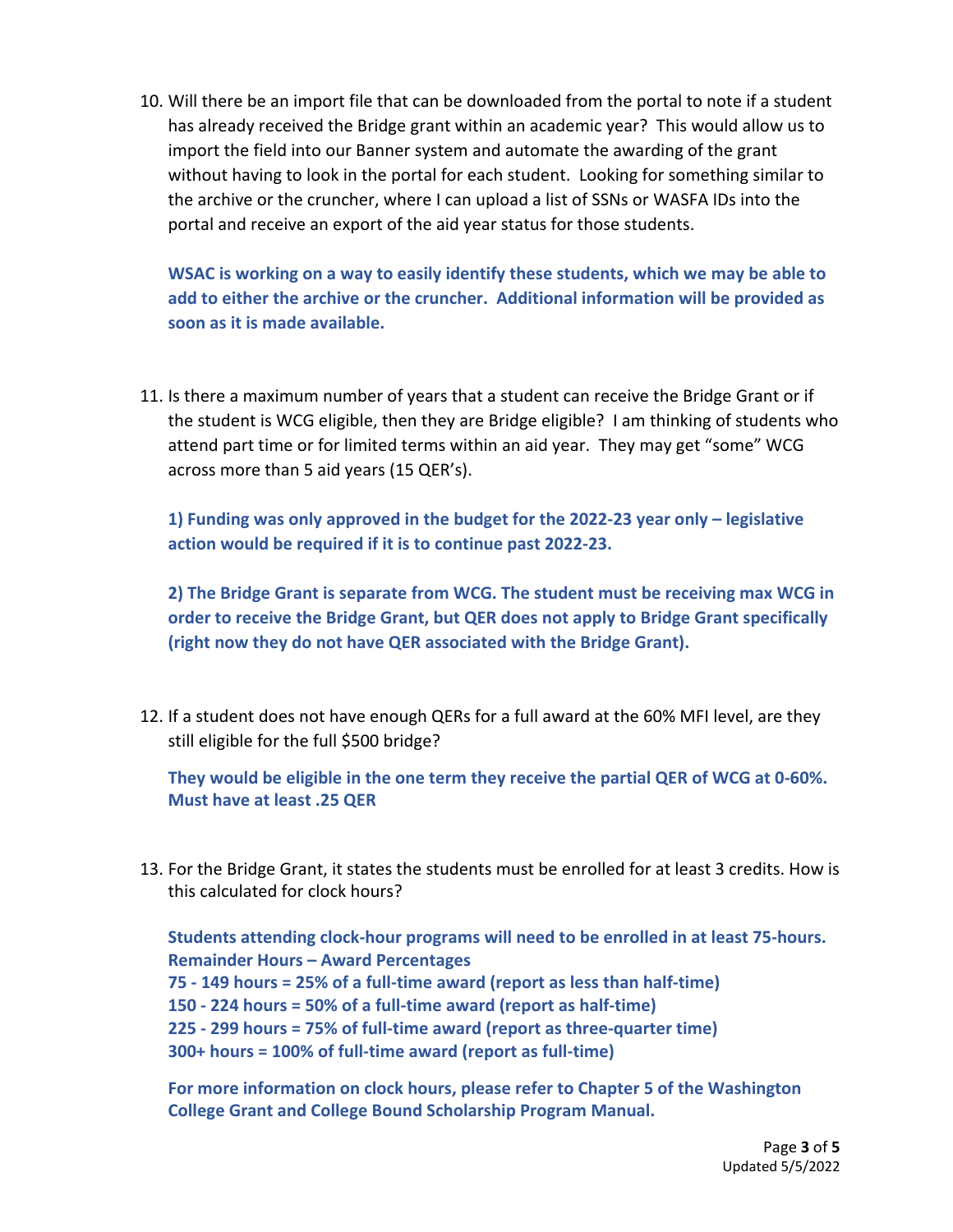10. Will there be an import file that can be downloaded from the portal to note if a student has already received the Bridge grant within an academic year? This would allow us to import the field into our Banner system and automate the awarding of the grant without having to look in the portal for each student. Looking for something similar to the archive or the cruncher, where I can upload a list of SSNs or WASFA IDs into the portal and receive an export of the aid year status for those students.

    **WSAC is working on a way to easily identify these students, which we may be able to add to either the archive or the cruncher. Additional information will be provided as soon as it is made available.**

11. Is there a maximum number of years that a student can receive the Bridge Grant or if the student is WCG eligible, then they are Bridge eligible? I am thinking of students who attend part time or for limited terms within an aid year. They may get "some" WCG across more than 5 aid years (15 QER's).

    **1) Funding was only approved in the budget for the 2022-23 year only – legislative action would be required if it is to continue past 2022-23.**

    **2) The Bridge Grant is separate from WCG. The student must be receiving max WCG in order to receive the Bridge Grant, but QER does not apply to Bridge Grant specifically (right now they do not have QER associated with the Bridge Grant).**

12. If a student does not have enough QERs for a full award at the 60% MFI level, are they still eligible for the full $500 bridge?

    **They would be eligible in the one term they receive the partial QER of WCG at 0-60%. Must have at least .25 QER**

13. For the Bridge Grant, it states the students must be enrolled for at least 3 credits. How is this calculated for clock hours?

    **Students attending clock-hour programs will need to be enrolled in at least 75-hours.**
    **Remainder Hours – Award Percentages**
    **75 - 149 hours = 25% of a full-time award (report as less than half-time)**
    **150 - 224 hours = 50% of a full-time award (report as half-time)**
    **225 - 299 hours = 75% of full-time award (report as three-quarter time)**
    **300+ hours = 100% of full-time award (report as full-time)**

    **For more information on clock hours, please refer to Chapter 5 of the Washington College Grant and College Bound Scholarship Program Manual.**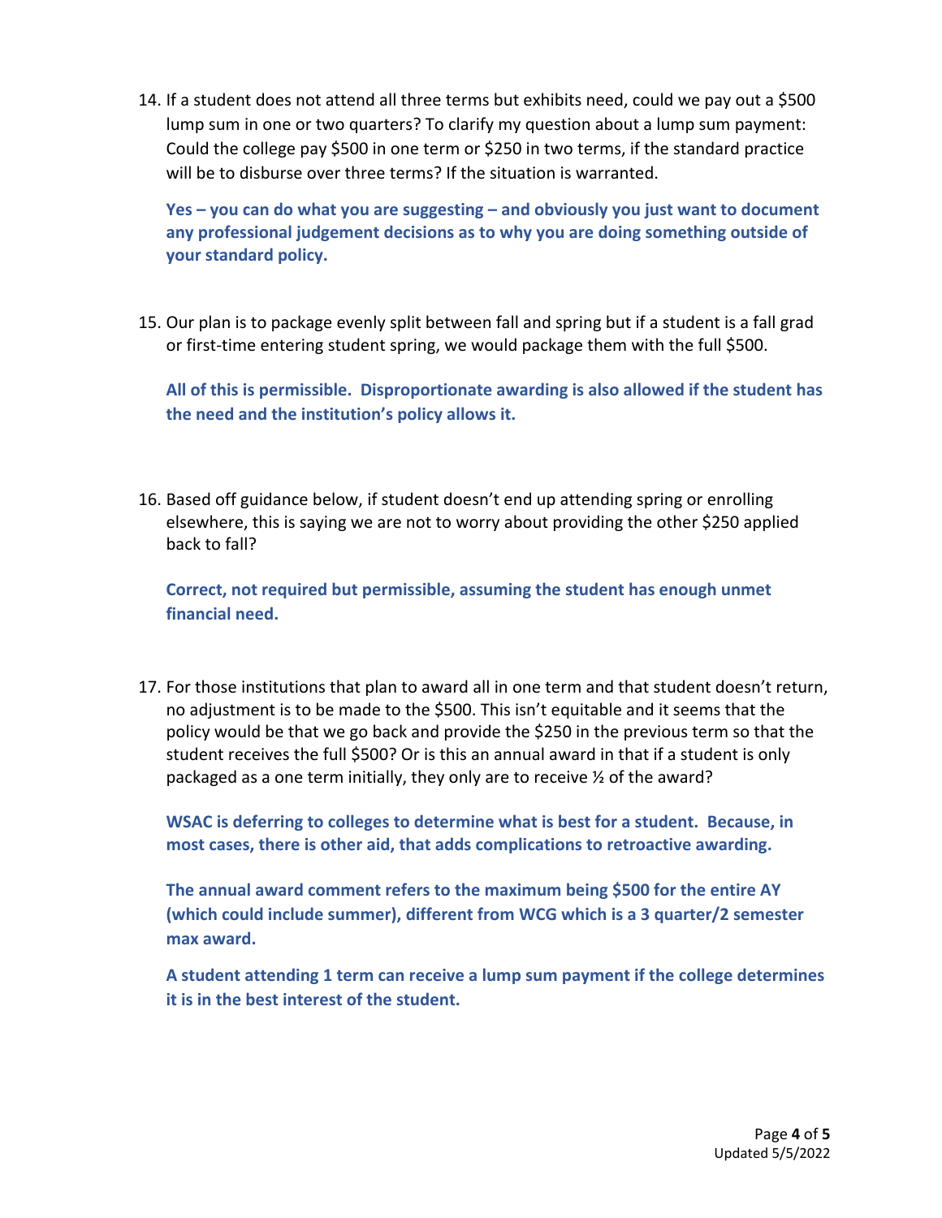14. If a student does not attend all three terms but exhibits need, could we pay out a $500 lump sum in one or two quarters? To clarify my question about a lump sum payment: Could the college pay $500 in one term or $250 in two terms, if the standard practice will be to disburse over three terms? If the situation is warranted.

    **Yes – you can do what you are suggesting – and obviously you just want to document any professional judgement decisions as to why you are doing something outside of your standard policy.**

15. Our plan is to package evenly split between fall and spring but if a student is a fall grad or first-time entering student spring, we would package them with the full $500.

    **All of this is permissible. Disproportionate awarding is also allowed if the student has the need and the institution's policy allows it.**

16. Based off guidance below, if student doesn't end up attending spring or enrolling elsewhere, this is saying we are not to worry about providing the other $250 applied back to fall?

    **Correct, not required but permissible, assuming the student has enough unmet financial need.**

17. For those institutions that plan to award all in one term and that student doesn't return, no adjustment is to be made to the $500. This isn't equitable and it seems that the policy would be that we go back and provide the $250 in the previous term so that the student receives the full $500? Or is this an annual award in that if a student is only packaged as a one term initially, they only are to receive ½ of the award?

    **WSAC is deferring to colleges to determine what is best for a student. Because, in most cases, there is other aid, that adds complications to retroactive awarding.**

    **The annual award comment refers to the maximum being $500 for the entire AY (which could include summer), different from WCG which is a 3 quarter/2 semester max award.**

    **A student attending 1 term can receive a lump sum payment if the college determines it is in the best interest of the student.**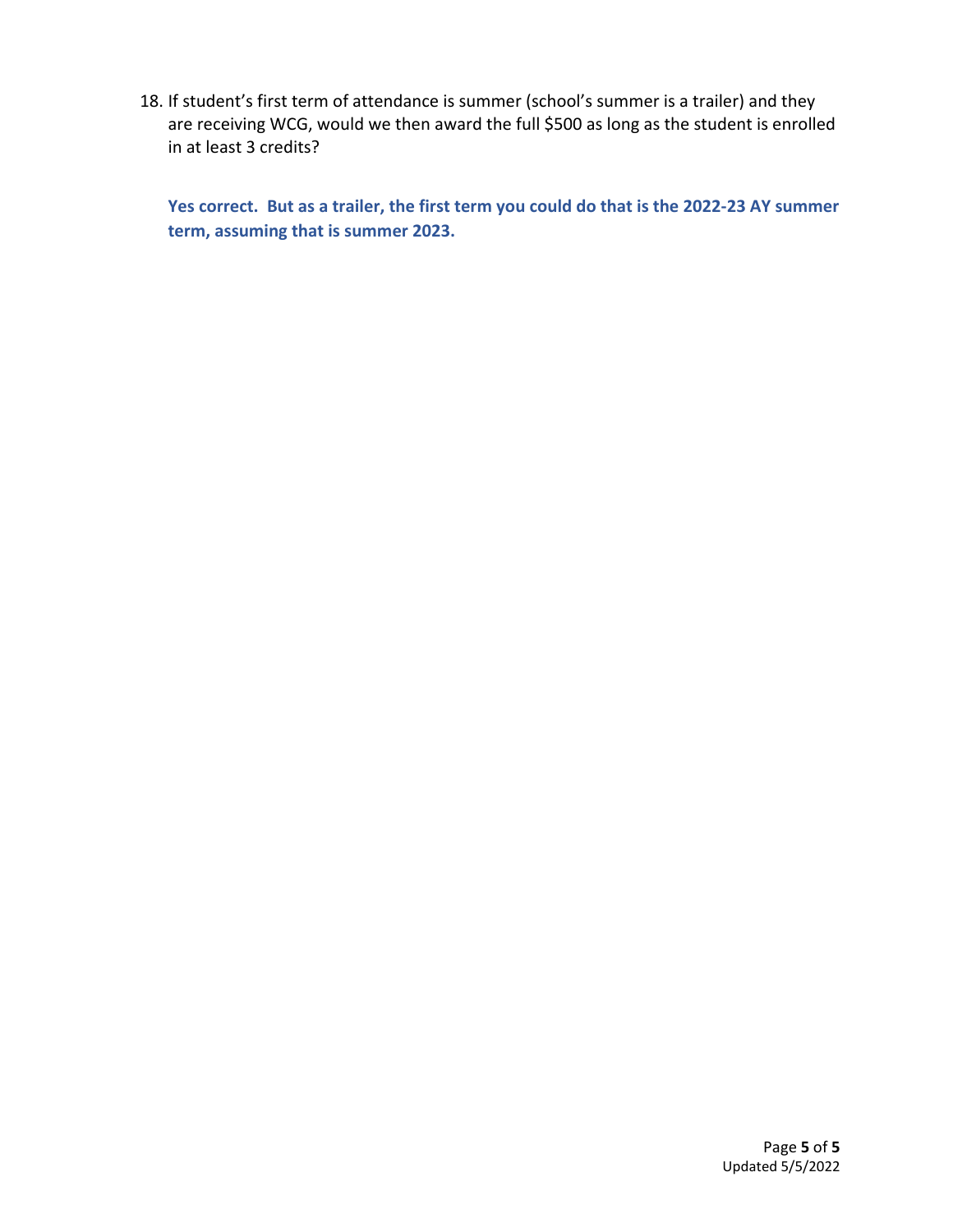18. If student's first term of attendance is summer (school's summer is a trailer) and they are receiving WCG, would we then award the full $500 as long as the student is enrolled in at least 3 credits?

    **Yes correct. But as a trailer, the first term you could do that is the 2022-23 AY summer term, assuming that is summer 2023.**